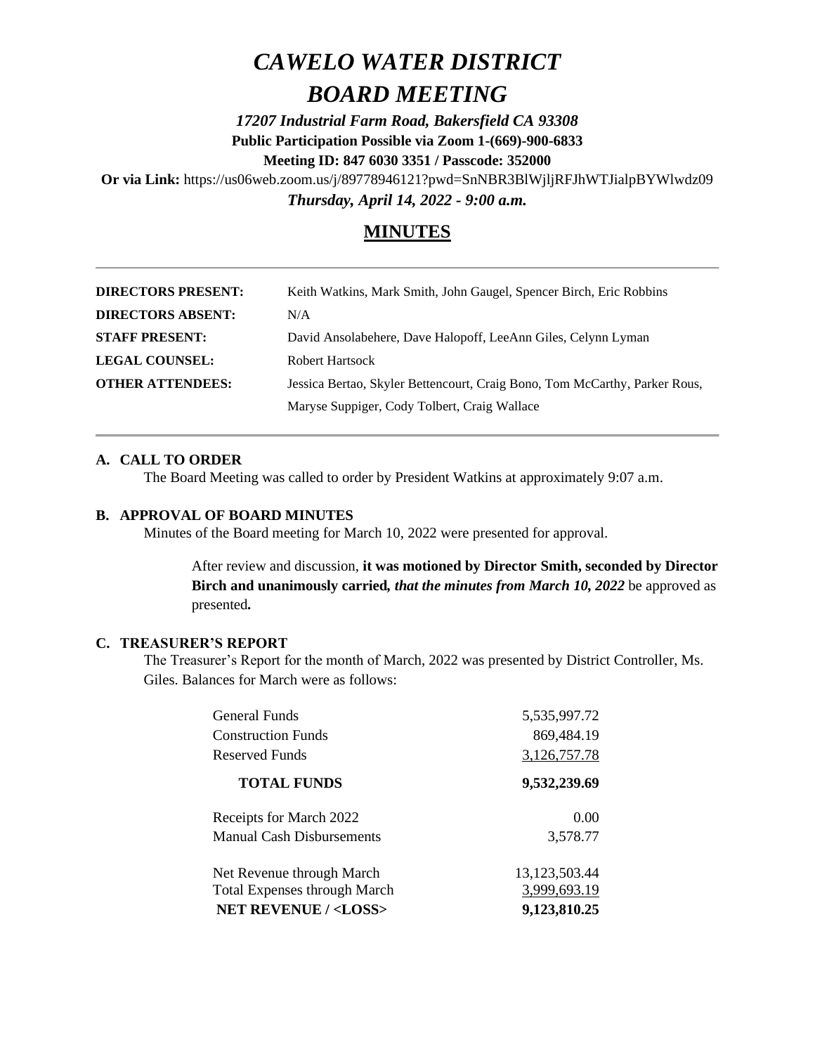# *CAWELO WATER DISTRICT*
# *BOARD MEETING*

***17207 Industrial Farm Road, Bakersfield CA 93308***

**Public Participation Possible via Zoom 1-(669)-900-6833**

**Meeting ID: 847 6030 3351 / Passcode: 352000**

**Or via Link:** https://us06web.zoom.us/j/89778946121?pwd=SnNBR3BlWjljRFJhWTJialpBYWlwdz09

***Thursday, April 14, 2022 - 9:00 a.m.***

## MINUTES

| | |
|---|---|
| **DIRECTORS PRESENT:** | Keith Watkins, Mark Smith, John Gaugel, Spencer Birch, Eric Robbins |
| **DIRECTORS ABSENT:** | N/A |
| **STAFF PRESENT:** | David Ansolabehere, Dave Halopoff, LeeAnn Giles, Celynn Lyman |
| **LEGAL COUNSEL:** | Robert Hartsock |
| **OTHER ATTENDEES:** | Jessica Bertao, Skyler Bettencourt, Craig Bono, Tom McCarthy, Parker Rous, Maryse Suppiger, Cody Tolbert, Craig Wallace |

### A. CALL TO ORDER

The Board Meeting was called to order by President Watkins at approximately 9:07 a.m.

### B. APPROVAL OF BOARD MINUTES

Minutes of the Board meeting for March 10, 2022 were presented for approval.

> After review and discussion, **it was motioned by Director Smith, seconded by Director Birch and unanimously carried*, that the minutes from March 10, 2022*** be approved as presented**.**

### C. TREASURER'S REPORT

The Treasurer's Report for the month of March, 2022 was presented by District Controller, Ms. Giles. Balances for March were as follows:

| | |
|---|---:|
| General Funds | 5,535,997.72 |
| Construction Funds | 869,484.19 |
| Reserved Funds | 3,126,757.78 |
| **TOTAL FUNDS** | **9,532,239.69** |
| Receipts for March 2022 | 0.00 |
| Manual Cash Disbursements | 3,578.77 |
| Net Revenue through March | 13,123,503.44 |
| Total Expenses through March | 3,999,693.19 |
| **NET REVENUE / <LOSS>** | **9,123,810.25** |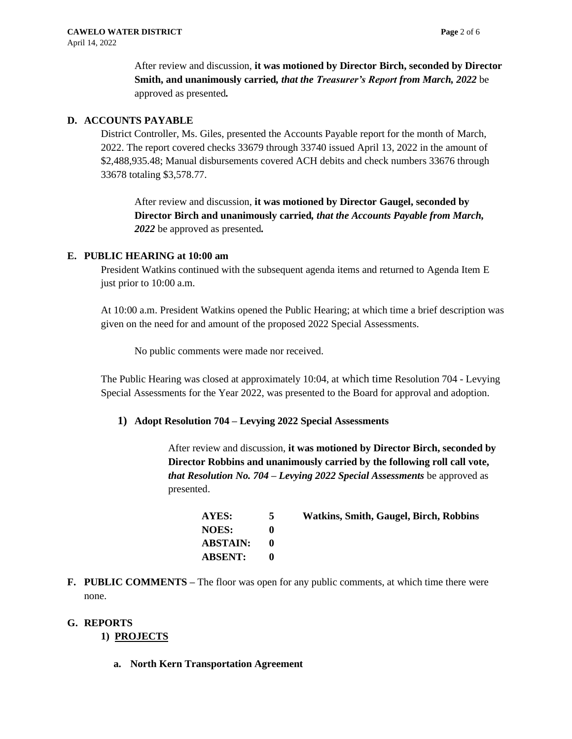After review and discussion, **it was motioned by Director Birch, seconded by Director Smith, and unanimously carried,** ***that the Treasurer's Report from March, 2022*** be approved as presented**.**

**D. ACCOUNTS PAYABLE**

District Controller, Ms. Giles, presented the Accounts Payable report for the month of March, 2022. The report covered checks 33679 through 33740 issued April 13, 2022 in the amount of $2,488,935.48; Manual disbursements covered ACH debits and check numbers 33676 through 33678 totaling $3,578.77.

After review and discussion, **it was motioned by Director Gaugel, seconded by Director Birch and unanimously carried,** ***that the Accounts Payable from March, 2022*** be approved as presented**.**

**E. PUBLIC HEARING at 10:00 am**

President Watkins continued with the subsequent agenda items and returned to Agenda Item E just prior to 10:00 a.m.

At 10:00 a.m. President Watkins opened the Public Hearing; at which time a brief description was given on the need for and amount of the proposed 2022 Special Assessments.

No public comments were made nor received.

The Public Hearing was closed at approximately 10:04, at which time Resolution 704 - Levying Special Assessments for the Year 2022, was presented to the Board for approval and adoption.

**1) Adopt Resolution 704 – Levying 2022 Special Assessments**

After review and discussion, **it was motioned by Director Birch, seconded by Director Robbins and unanimously carried by the following roll call vote,** ***that Resolution No. 704 – Levying 2022 Special Assessments*** be approved as presented.

| | | |
|---|---|---|
| **AYES:** | **5** | **Watkins, Smith, Gaugel, Birch, Robbins** |
| **NOES:** | **0** | |
| **ABSTAIN:** | **0** | |
| **ABSENT:** | **0** | |

**F. PUBLIC COMMENTS –** The floor was open for any public comments, at which time there were none.

**G. REPORTS**

**1) PROJECTS**

**a. North Kern Transportation Agreement**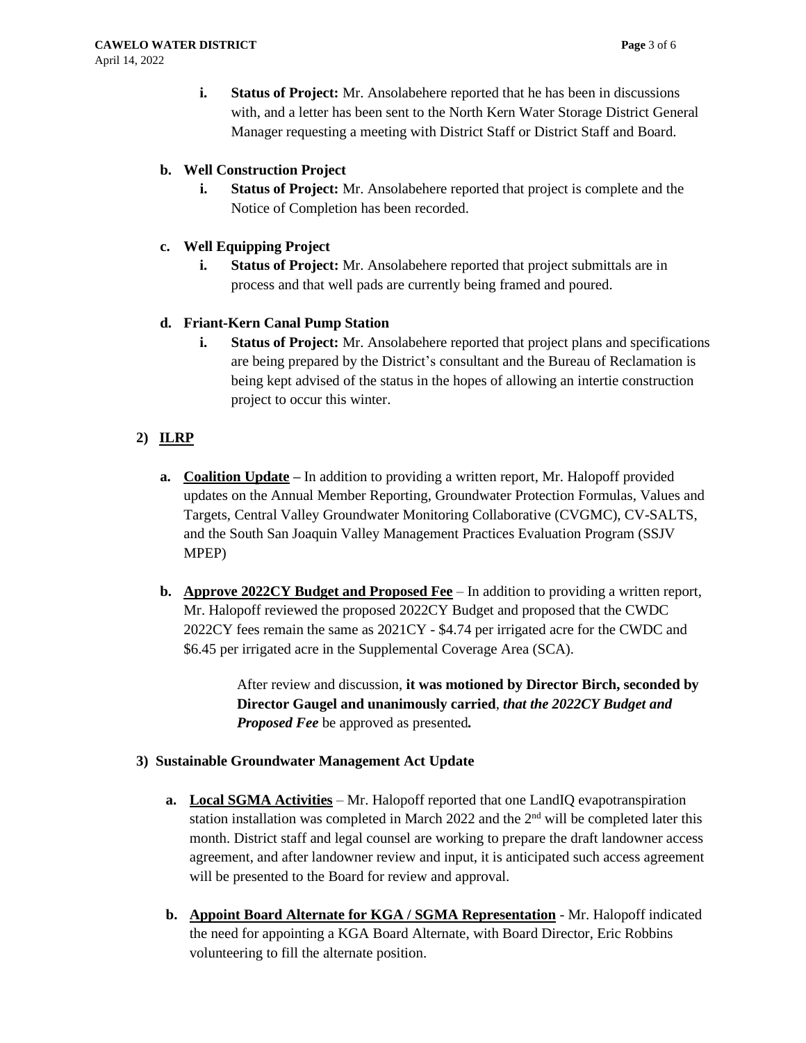- **i. Status of Project:** Mr. Ansolabehere reported that he has been in discussions with, and a letter has been sent to the North Kern Water Storage District General Manager requesting a meeting with District Staff or District Staff and Board.

**b. Well Construction Project**

- **i. Status of Project:** Mr. Ansolabehere reported that project is complete and the Notice of Completion has been recorded.

**c. Well Equipping Project**

- **i. Status of Project:** Mr. Ansolabehere reported that project submittals are in process and that well pads are currently being framed and poured.

**d. Friant-Kern Canal Pump Station**

- **i. Status of Project:** Mr. Ansolabehere reported that project plans and specifications are being prepared by the District's consultant and the Bureau of Reclamation is being kept advised of the status in the hopes of allowing an intertie construction project to occur this winter.

**2) ILRP**

**a. Coalition Update –** In addition to providing a written report, Mr. Halopoff provided updates on the Annual Member Reporting, Groundwater Protection Formulas, Values and Targets, Central Valley Groundwater Monitoring Collaborative (CVGMC), CV-SALTS, and the South San Joaquin Valley Management Practices Evaluation Program (SSJV MPEP)

**b. Approve 2022CY Budget and Proposed Fee** – In addition to providing a written report, Mr. Halopoff reviewed the proposed 2022CY Budget and proposed that the CWDC 2022CY fees remain the same as 2021CY - $4.74 per irrigated acre for the CWDC and $6.45 per irrigated acre in the Supplemental Coverage Area (SCA).

After review and discussion, **it was motioned by Director Birch, seconded by Director Gaugel and unanimously carried**, ***that the 2022CY Budget and Proposed Fee*** be approved as presented***.***

**3) Sustainable Groundwater Management Act Update**

**a. Local SGMA Activities** – Mr. Halopoff reported that one LandIQ evapotranspiration station installation was completed in March 2022 and the 2nd will be completed later this month. District staff and legal counsel are working to prepare the draft landowner access agreement, and after landowner review and input, it is anticipated such access agreement will be presented to the Board for review and approval.

**b. Appoint Board Alternate for KGA / SGMA Representation** - Mr. Halopoff indicated the need for appointing a KGA Board Alternate, with Board Director, Eric Robbins volunteering to fill the alternate position.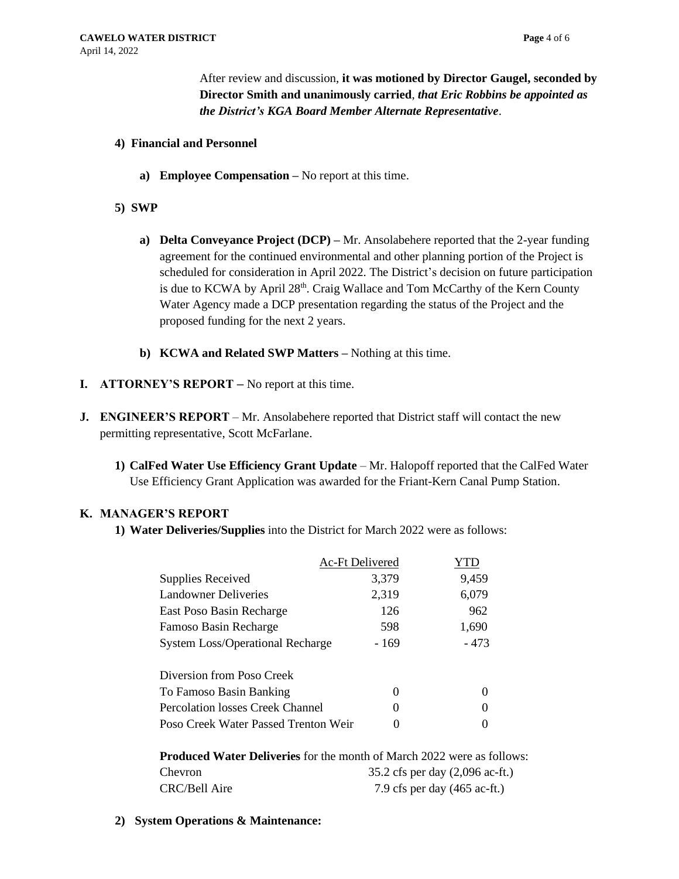After review and discussion, **it was motioned by Director Gaugel, seconded by Director Smith and unanimously carried**, ***that Eric Robbins be appointed as the District's KGA Board Member Alternate Representative***.

**4) Financial and Personnel**

**a) Employee Compensation –** No report at this time.

**5) SWP**

**a) Delta Conveyance Project (DCP) –** Mr. Ansolabehere reported that the 2-year funding agreement for the continued environmental and other planning portion of the Project is scheduled for consideration in April 2022. The District's decision on future participation is due to KCWA by April 28th. Craig Wallace and Tom McCarthy of the Kern County Water Agency made a DCP presentation regarding the status of the Project and the proposed funding for the next 2 years.

**b) KCWA and Related SWP Matters –** Nothing at this time.

**I. ATTORNEY'S REPORT –** No report at this time.

**J. ENGINEER'S REPORT** – Mr. Ansolabehere reported that District staff will contact the new permitting representative, Scott McFarlane.

**1) CalFed Water Use Efficiency Grant Update** – Mr. Halopoff reported that the CalFed Water Use Efficiency Grant Application was awarded for the Friant-Kern Canal Pump Station.

**K. MANAGER'S REPORT**

**1) Water Deliveries/Supplies** into the District for March 2022 were as follows:

| | Ac-Ft Delivered | YTD |
|---|---|---|
| Supplies Received | 3,379 | 9,459 |
| Landowner Deliveries | 2,319 | 6,079 |
| East Poso Basin Recharge | 126 | 962 |
| Famoso Basin Recharge | 598 | 1,690 |
| System Loss/Operational Recharge | - 169 | - 473 |
| Diversion from Poso Creek | | |
| To Famoso Basin Banking | 0 | 0 |
| Percolation losses Creek Channel | 0 | 0 |
| Poso Creek Water Passed Trenton Weir | 0 | 0 |

**Produced Water Deliveries** for the month of March 2022 were as follows:

| | |
|---|---|
| Chevron | 35.2 cfs per day (2,096 ac-ft.) |
| CRC/Bell Aire | 7.9 cfs per day (465 ac-ft.) |

**2) System Operations & Maintenance:**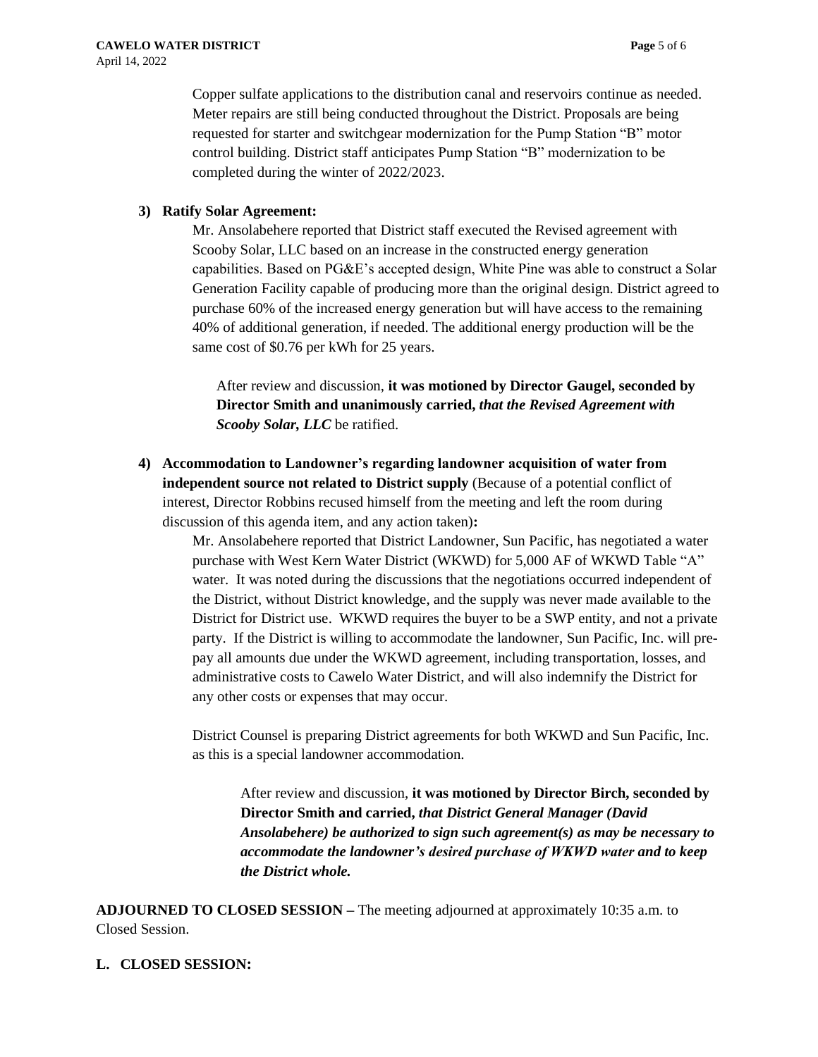Copper sulfate applications to the distribution canal and reservoirs continue as needed. Meter repairs are still being conducted throughout the District. Proposals are being requested for starter and switchgear modernization for the Pump Station "B" motor control building. District staff anticipates Pump Station "B" modernization to be completed during the winter of 2022/2023.

**3) Ratify Solar Agreement:**

Mr. Ansolabehere reported that District staff executed the Revised agreement with Scooby Solar, LLC based on an increase in the constructed energy generation capabilities. Based on PG&E's accepted design, White Pine was able to construct a Solar Generation Facility capable of producing more than the original design. District agreed to purchase 60% of the increased energy generation but will have access to the remaining 40% of additional generation, if needed. The additional energy production will be the same cost of $0.76 per kWh for 25 years.

After review and discussion, **it was motioned by Director Gaugel, seconded by Director Smith and unanimously carried,** ***that the Revised Agreement with Scooby Solar, LLC*** be ratified.

**4) Accommodation to Landowner's regarding landowner acquisition of water from independent source not related to District supply** (Because of a potential conflict of interest, Director Robbins recused himself from the meeting and left the room during discussion of this agenda item, and any action taken)**:**

Mr. Ansolabehere reported that District Landowner, Sun Pacific, has negotiated a water purchase with West Kern Water District (WKWD) for 5,000 AF of WKWD Table "A" water. It was noted during the discussions that the negotiations occurred independent of the District, without District knowledge, and the supply was never made available to the District for District use. WKWD requires the buyer to be a SWP entity, and not a private party. If the District is willing to accommodate the landowner, Sun Pacific, Inc. will pre-pay all amounts due under the WKWD agreement, including transportation, losses, and administrative costs to Cawelo Water District, and will also indemnify the District for any other costs or expenses that may occur.

District Counsel is preparing District agreements for both WKWD and Sun Pacific, Inc. as this is a special landowner accommodation.

After review and discussion, **it was motioned by Director Birch, seconded by Director Smith and carried,** ***that District General Manager (David Ansolabehere) be authorized to sign such agreement(s) as may be necessary to accommodate the landowner's desired purchase of WKWD water and to keep the District whole.***

**ADJOURNED TO CLOSED SESSION –** The meeting adjourned at approximately 10:35 a.m. to Closed Session.

**L. CLOSED SESSION:**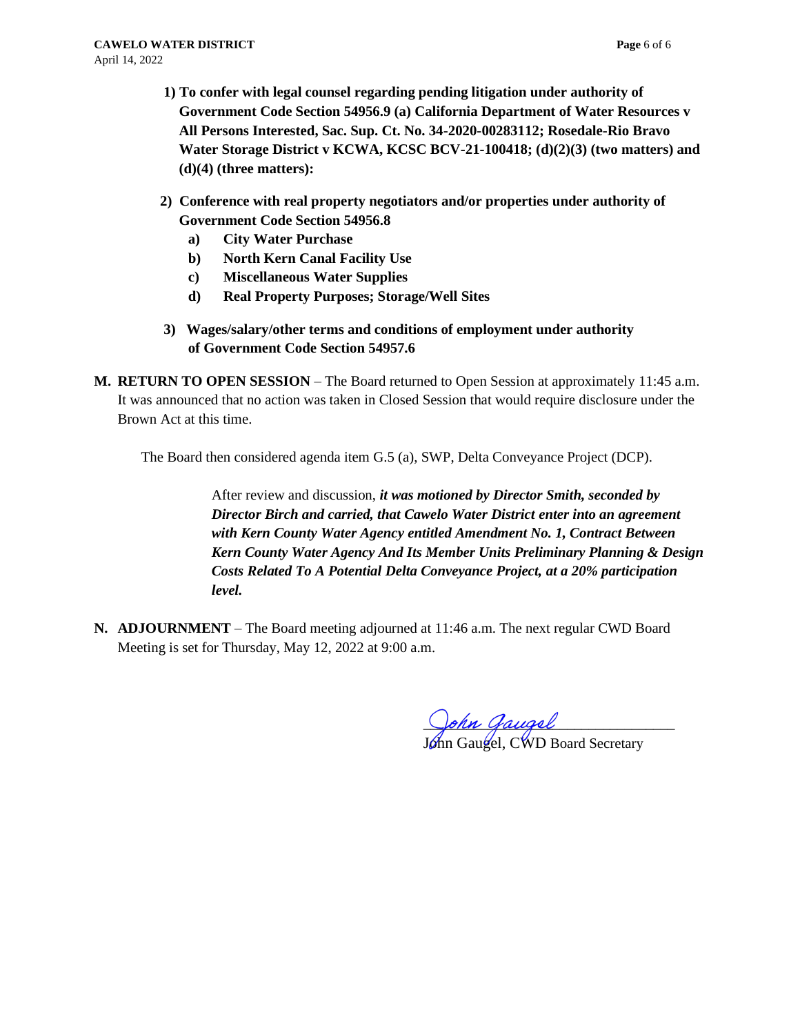1) **To confer with legal counsel regarding pending litigation under authority of Government Code Section 54956.9 (a) California Department of Water Resources v All Persons Interested, Sac. Sup. Ct. No. 34-2020-00283112; Rosedale-Rio Bravo Water Storage District v KCWA, KCSC BCV-21-100418; (d)(2)(3) (two matters) and (d)(4) (three matters):**

2) **Conference with real property negotiators and/or properties under authority of Government Code Section 54956.8**
   - **a) City Water Purchase**
   - **b) North Kern Canal Facility Use**
   - **c) Miscellaneous Water Supplies**
   - **d) Real Property Purposes; Storage/Well Sites**

3) **Wages/salary/other terms and conditions of employment under authority of Government Code Section 54957.6**

**M. RETURN TO OPEN SESSION** – The Board returned to Open Session at approximately 11:45 a.m. It was announced that no action was taken in Closed Session that would require disclosure under the Brown Act at this time.

The Board then considered agenda item G.5 (a), SWP, Delta Conveyance Project (DCP).

After review and discussion, ***it was motioned by Director Smith, seconded by Director Birch and carried, that Cawelo Water District enter into an agreement with Kern County Water Agency entitled Amendment No. 1, Contract Between Kern County Water Agency And Its Member Units Preliminary Planning & Design Costs Related To A Potential Delta Conveyance Project, at a 20% participation level.***

**N. ADJOURNMENT** – The Board meeting adjourned at 11:46 a.m. The next regular CWD Board Meeting is set for Thursday, May 12, 2022 at 9:00 a.m.

John Gaugel

John Gaugel, CWD Board Secretary